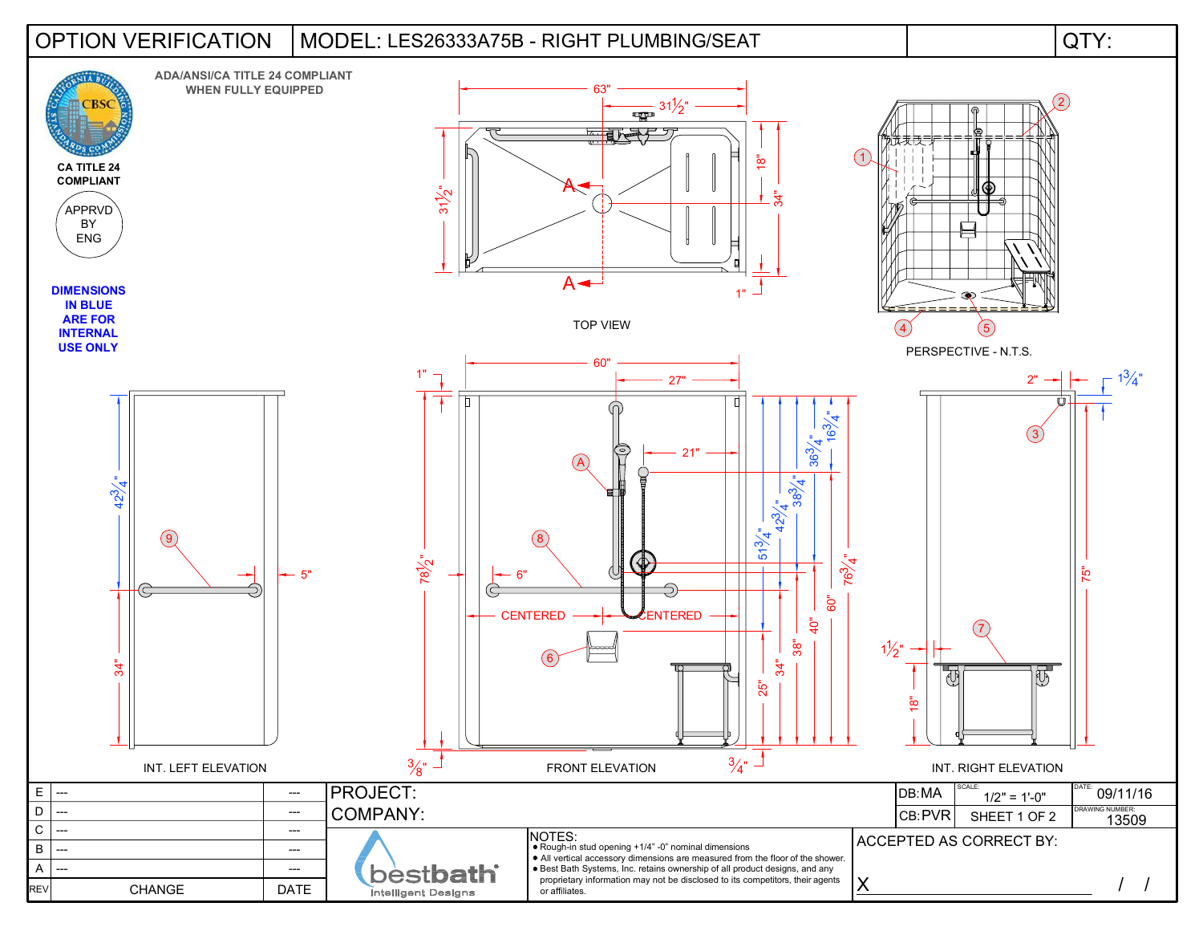# OPTION VERIFICATION

## MODEL: LES26333A75B - RIGHT PLUMBING/SEAT

QTY:

ADA/ANSI/CA TITLE 24 COMPLIANT WHEN FULLY EQUIPPED

CA TITLE 24 COMPLIANT

APPRVD BY ENG

**DIMENSIONS IN BLUE ARE FOR INTERNAL USE ONLY**

TOP VIEW

63" · 31½" · 31½" · 18" · 34" · 1" · A · A

PERSPECTIVE - N.T.S.

1 · 2 · 4 · 5

INT. LEFT ELEVATION

42¾" · 34" · 5" · 9

FRONT ELEVATION

60" · 27" · 1" · 21" · 6" · 78½" · 36¾" · 16¾" · 38¾" · 51¾" · 42¾" · 76¾" · 60" · 40" · 38" · 34" · 25" · CENTERED · CENTERED · ⅜" · ¾" · A · 8 · 6

INT. RIGHT ELEVATION

2" · 1¾" · 75" · 1½" · 18" · 3 · 7

| REV | CHANGE | DATE |
|---|---|---|
| E | --- | --- |
| D | --- | --- |
| C | --- | --- |
| B | --- | --- |
| A | --- | --- |

PROJECT:

COMPANY:

| DB:MA | SCALE: 1/2" = 1'-0" | DATE: 09/11/16 |
|---|---|---|
| CB:PVR | SHEET 1 OF 2 | DRAWING NUMBER: 13509 |

bestbath Intelligent Designs

NOTES:
- Rough-in stud opening +1/4" -0" nominal dimensions
- All vertical accessory dimensions are measured from the floor of the shower.
- Best Bath Systems, Inc. retains ownership of all product designs, and any proprietary information may not be disclosed to its competitors, their agents or affiliates.

ACCEPTED AS CORRECT BY:

X ______________________ / /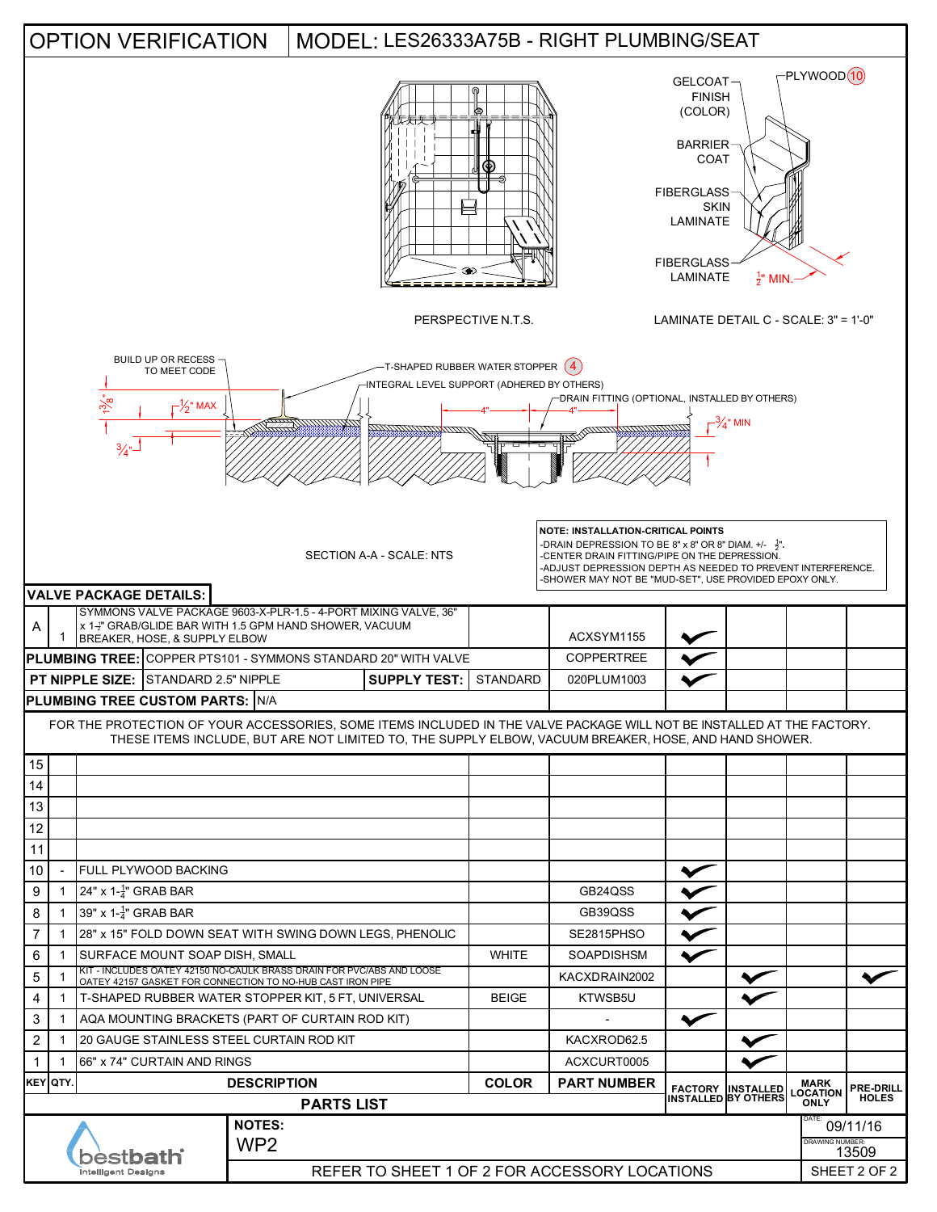# OPTION VERIFICATION

## MODEL: LES26333A75B - RIGHT PLUMBING/SEAT

GELCOAT FINISH (COLOR)

BARRIER COAT

FIBERGLASS SKIN LAMINATE

FIBERGLASS LAMINATE

PLYWOOD (10)

$\frac{1}{2}$" MIN.

PERSPECTIVE N.T.S.

LAMINATE DETAIL C - SCALE: 3" = 1'-0"

BUILD UP OR RECESS TO MEET CODE

$1\frac{3}{8}$"

$\frac{1}{2}$" MAX

$\frac{3}{4}$"

T-SHAPED RUBBER WATER STOPPER (4)

INTEGRAL LEVEL SUPPORT (ADHERED BY OTHERS)

DRAIN FITTING (OPTIONAL, INSTALLED BY OTHERS)

4"

4"

$\frac{3}{4}$" MIN

SECTION A-A - SCALE: NTS

**NOTE: INSTALLATION-CRITICAL POINTS**
- -DRAIN DEPRESSION TO BE 8" x 8" OR 8" DIAM. +/- $\frac{1}{2}$".
- -CENTER DRAIN FITTING/PIPE ON THE DEPRESSION.
- -ADJUST DEPRESSION DEPTH AS NEEDED TO PREVENT INTERFERENCE.
- -SHOWER MAY NOT BE "MUD-SET", USE PROVIDED EPOXY ONLY.

### VALVE PACKAGE DETAILS:

| | | | | | | | | |
|---|---|---|---|---|---|---|---|---|
| A | 1 | SYMMONS VALVE PACKAGE 9603-X-PLR-1.5 - 4-PORT MIXING VALVE, 36" x $1\frac{1}{2}$" GRAB/GLIDE BAR WITH 1.5 GPM HAND SHOWER, VACUUM BREAKER, HOSE, & SUPPLY ELBOW | | ACXSYM1155 | ✓ | | | |
| **PLUMBING TREE:** | | COPPER PTS101 - SYMMONS STANDARD 20" WITH VALVE | | COPPERTREE | ✓ | | | |
| **PT NIPPLE SIZE:** | | STANDARD 2.5" NIPPLE **SUPPLY TEST:** | STANDARD | 020PLUM1003 | ✓ | | | |
| **PLUMBING TREE CUSTOM PARTS:** | | N/A | | | | | | |

FOR THE PROTECTION OF YOUR ACCESSORIES, SOME ITEMS INCLUDED IN THE VALVE PACKAGE WILL NOT BE INSTALLED AT THE FACTORY. THESE ITEMS INCLUDE, BUT ARE NOT LIMITED TO, THE SUPPLY ELBOW, VACUUM BREAKER, HOSE, AND HAND SHOWER.

### PARTS LIST

| KEY | QTY. | DESCRIPTION | COLOR | PART NUMBER | FACTORY INSTALLED | INSTALLED BY OTHERS | MARK LOCATION ONLY | PRE-DRILL HOLES |
|---|---|---|---|---|---|---|---|---|
| 15 | | | | | | | | |
| 14 | | | | | | | | |
| 13 | | | | | | | | |
| 12 | | | | | | | | |
| 11 | | | | | | | | |
| 10 | - | FULL PLYWOOD BACKING | | | ✓ | | | |
| 9 | 1 | 24" x $1\frac{1}{4}$" GRAB BAR | | GB24QSS | ✓ | | | |
| 8 | 1 | 39" x $1\frac{1}{4}$" GRAB BAR | | GB39QSS | ✓ | | | |
| 7 | 1 | 28" x 15" FOLD DOWN SEAT WITH SWING DOWN LEGS, PHENOLIC | | SE2815PHSO | ✓ | | | |
| 6 | 1 | SURFACE MOUNT SOAP DISH, SMALL | WHITE | SOAPDISHSM | ✓ | | | |
| 5 | 1 | KIT - INCLUDES OATEY 42150 NO-CAULK BRASS DRAIN FOR PVC/ABS AND LOOSE OATEY 42157 GASKET FOR CONNECTION TO NO-HUB CAST IRON PIPE | | KACXDRAIN2002 | | ✓ | | ✓ |
| 4 | 1 | T-SHAPED RUBBER WATER STOPPER KIT, 5 FT, UNIVERSAL | BEIGE | KTWSB5U | | ✓ | | |
| 3 | 1 | AQA MOUNTING BRACKETS (PART OF CURTAIN ROD KIT) | | - | ✓ | | | |
| 2 | 1 | 20 GAUGE STAINLESS STEEL CURTAIN ROD KIT | | KACXROD62.5 | | ✓ | | |
| 1 | 1 | 66" x 74" CURTAIN AND RINGS | | ACXCURT0005 | | ✓ | | |

bestbath® Intelligent Designs

**NOTES:**
WP2

REFER TO SHEET 1 OF 2 FOR ACCESSORY LOCATIONS

DATE: 09/11/16

DRAWING NUMBER: 13509

SHEET 2 OF 2